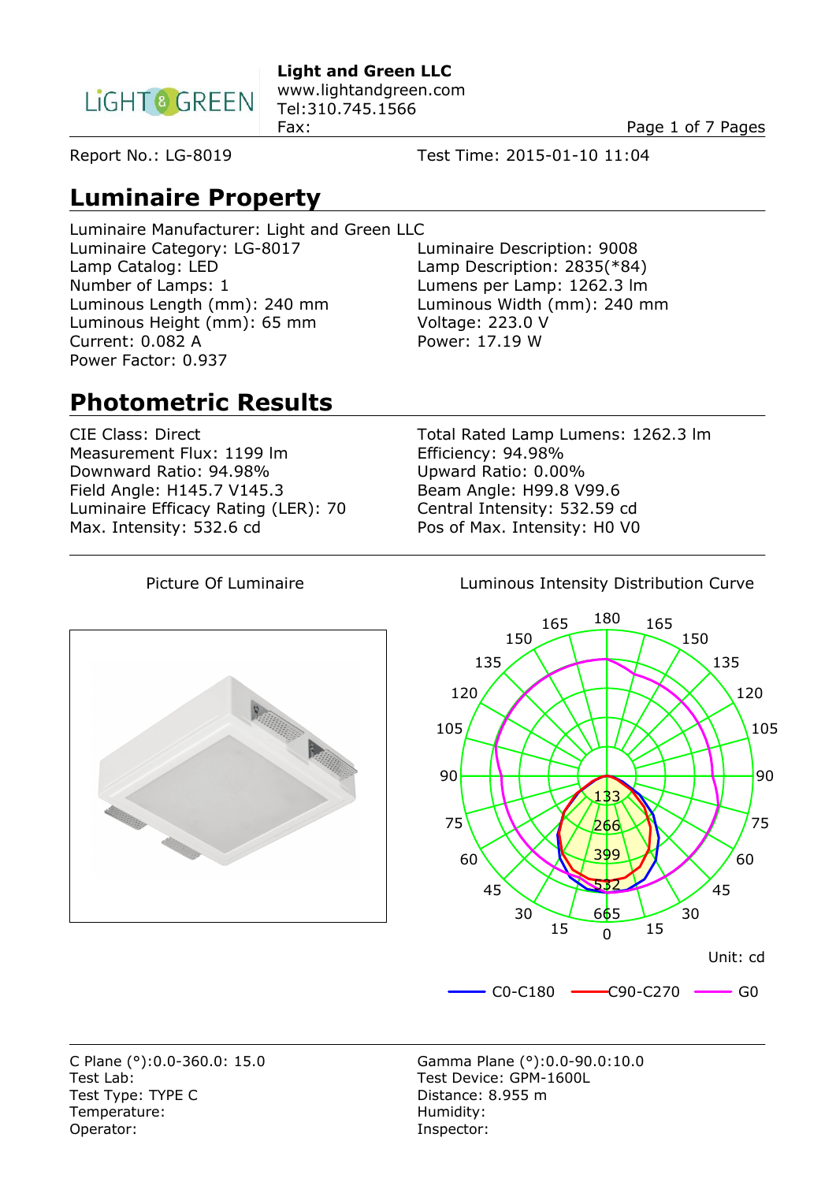**Light and Green LLC**
www.lightandgreen.com
Tel:310.745.1566
Fax:

Report No.: LG-8019

Test Time: 2015-01-10 11:04

## Luminaire Property

Luminaire Manufacturer: Light and Green LLC
Luminaire Category: LG-8017
Luminaire Description: 9008
Lamp Catalog: LED
Lamp Description: 2835(*84)
Number of Lamps: 1
Lumens per Lamp: 1262.3 lm
Luminous Length (mm): 240 mm
Luminous Width (mm): 240 mm
Luminous Height (mm): 65 mm
Voltage: 223.0 V
Current: 0.082 A
Power: 17.19 W
Power Factor: 0.937

## Photometric Results

CIE Class: Direct
Total Rated Lamp Lumens: 1262.3 lm
Measurement Flux: 1199 lm
Efficiency: 94.98%
Downward Ratio: 94.98%
Upward Ratio: 0.00%
Field Angle: H145.7 V145.3
Beam Angle: H99.8 V99.6
Luminaire Efficacy Rating (LER): 70
Central Intensity: 532.59 cd
Max. Intensity: 532.6 cd
Pos of Max. Intensity: H0 V0

Picture Of Luminaire

Luminous Intensity Distribution Curve

Unit: cd

C0-C180 — C90-C270 — G0

C Plane (°):0.0-360.0: 15.0
Gamma Plane (°):0.0-90.0:10.0
Test Lab:
Test Device: GPM-1600L
Test Type: TYPE C
Distance: 8.955 m
Temperature:
Humidity:
Operator:
Inspector: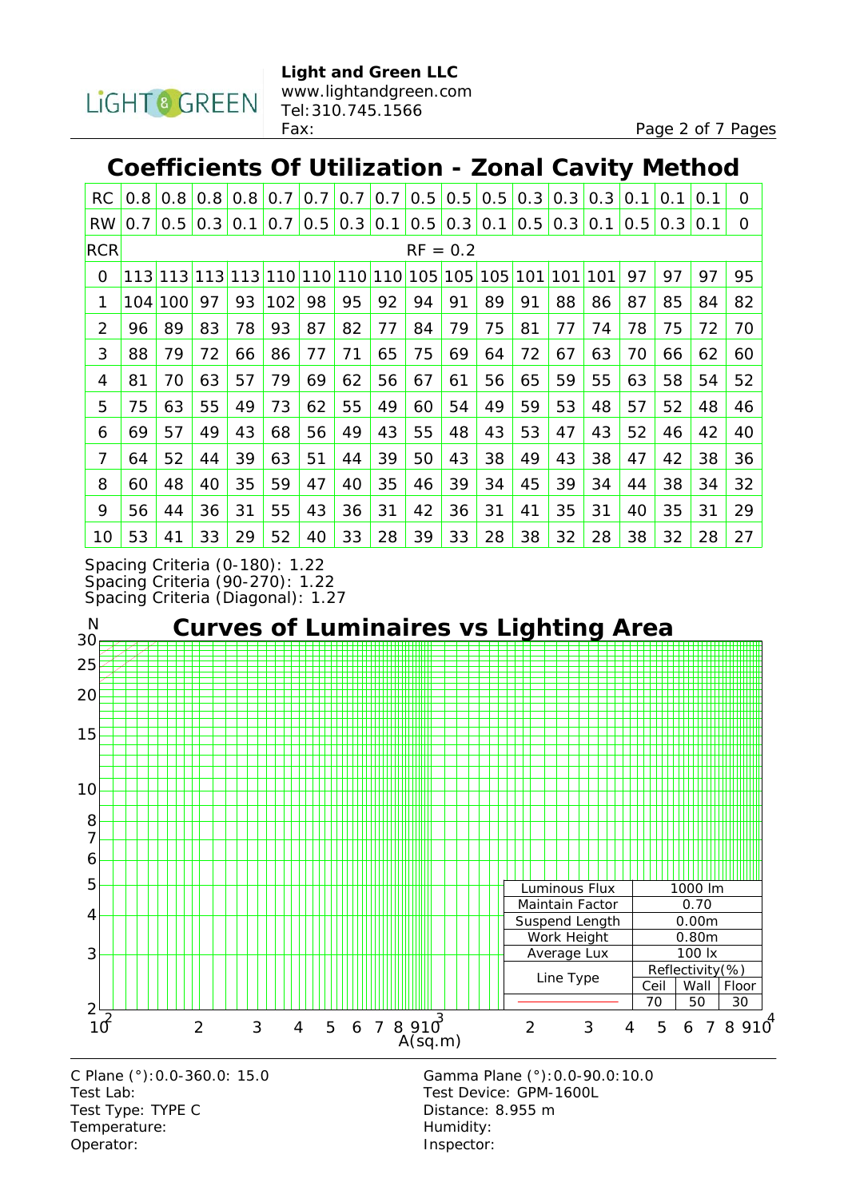Light and Green LLC
www.lightandgreen.com
Tel:310.745.1566
Fax:

# Coefficients Of Utilization - Zonal Cavity Method

| RC | 0.8 | 0.8 | 0.8 | 0.8 | 0.7 | 0.7 | 0.7 | 0.7 | 0.5 | 0.5 | 0.5 | 0.3 | 0.3 | 0.3 | 0.1 | 0.1 | 0.1 | 0 |
|---|---|---|---|---|---|---|---|---|---|---|---|---|---|---|---|---|---|---|
| RW | 0.7 | 0.5 | 0.3 | 0.1 | 0.7 | 0.5 | 0.3 | 0.1 | 0.5 | 0.3 | 0.1 | 0.5 | 0.3 | 0.1 | 0.5 | 0.3 | 0.1 | 0 |
| RCR | RF = 0.2 | | | | | | | | | | | | | | | | | |
| 0 | 113 | 113 | 113 | 113 | 110 | 110 | 110 | 110 | 105 | 105 | 105 | 101 | 101 | 101 | 97 | 97 | 97 | 95 |
| 1 | 104 | 100 | 97 | 93 | 102 | 98 | 95 | 92 | 94 | 91 | 89 | 91 | 88 | 86 | 87 | 85 | 84 | 82 |
| 2 | 96 | 89 | 83 | 78 | 93 | 87 | 82 | 77 | 84 | 79 | 75 | 81 | 77 | 74 | 78 | 75 | 72 | 70 |
| 3 | 88 | 79 | 72 | 66 | 86 | 77 | 71 | 65 | 75 | 69 | 64 | 72 | 67 | 63 | 70 | 66 | 62 | 60 |
| 4 | 81 | 70 | 63 | 57 | 79 | 69 | 62 | 56 | 67 | 61 | 56 | 65 | 59 | 55 | 63 | 58 | 54 | 52 |
| 5 | 75 | 63 | 55 | 49 | 73 | 62 | 55 | 49 | 60 | 54 | 49 | 59 | 53 | 48 | 57 | 52 | 48 | 46 |
| 6 | 69 | 57 | 49 | 43 | 68 | 56 | 49 | 43 | 55 | 48 | 43 | 53 | 47 | 43 | 52 | 46 | 42 | 40 |
| 7 | 64 | 52 | 44 | 39 | 63 | 51 | 44 | 39 | 50 | 43 | 38 | 49 | 43 | 38 | 47 | 42 | 38 | 36 |
| 8 | 60 | 48 | 40 | 35 | 59 | 47 | 40 | 35 | 46 | 39 | 34 | 45 | 39 | 34 | 44 | 38 | 34 | 32 |
| 9 | 56 | 44 | 36 | 31 | 55 | 43 | 36 | 31 | 42 | 36 | 31 | 41 | 35 | 31 | 40 | 35 | 31 | 29 |
| 10 | 53 | 41 | 33 | 29 | 52 | 40 | 33 | 28 | 39 | 33 | 28 | 38 | 32 | 28 | 38 | 32 | 28 | 27 |

Spacing Criteria (0-180): 1.22
Spacing Criteria (90-270): 1.22
Spacing Criteria (Diagonal): 1.27

# Curves of Luminaires vs Lighting Area

| Luminous Flux | 1000 lm | | |
|---|---|---|---|
| Maintain Factor | 0.70 | | |
| Suspend Length | 0.00m | | |
| Work Height | 0.80m | | |
| Average Lux | 100 lx | | |
| Line Type | Reflectivity(%) | | |
| | Ceil | Wall | Floor |
| | 70 | 50 | 30 |

C Plane (°):0.0-360.0: 15.0
Test Lab:
Test Type: TYPE C
Temperature:
Operator:

Gamma Plane (°):0.0-90.0:10.0
Test Device: GPM-1600L
Distance: 8.955 m
Humidity:
Inspector: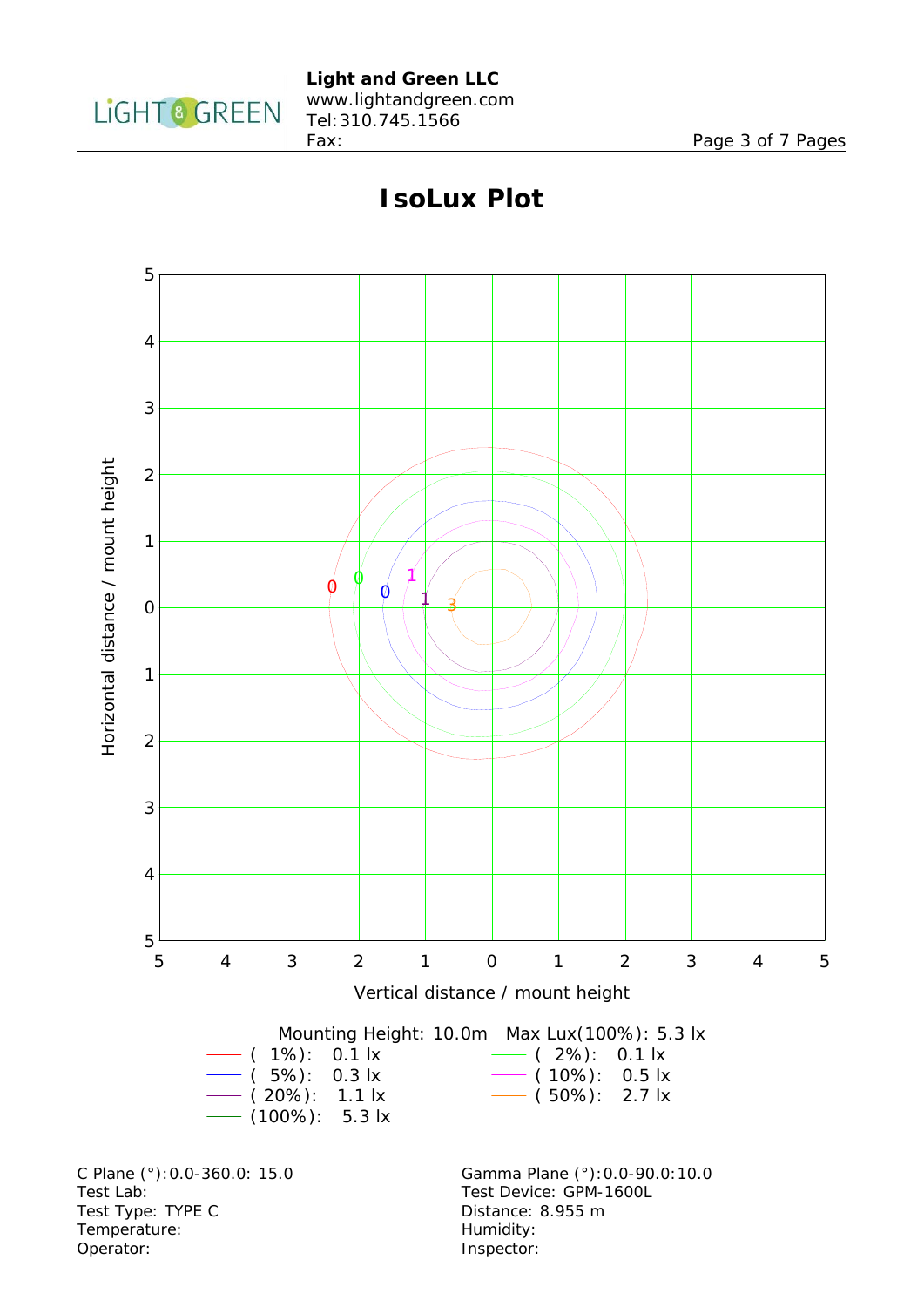Light and Green LLC
www.lightandgreen.com
Tel:310.745.1566
Fax:

# IsoLux Plot

Mounting Height: 10.0m    Max Lux(100%): 5.3 lx

| | |
|---|---|
| ( 1%): 0.1 lx | ( 2%): 0.1 lx |
| ( 5%): 0.3 lx | ( 10%): 0.5 lx |
| ( 20%): 1.1 lx | ( 50%): 2.7 lx |
| (100%): 5.3 lx | |

| | |
|---|---|
| C Plane (°):0.0-360.0: 15.0 | Gamma Plane (°):0.0-90.0:10.0 |
| Test Lab: | Test Device: GPM-1600L |
| Test Type: TYPE C | Distance: 8.955 m |
| Temperature: | Humidity: |
| Operator: | Inspector: |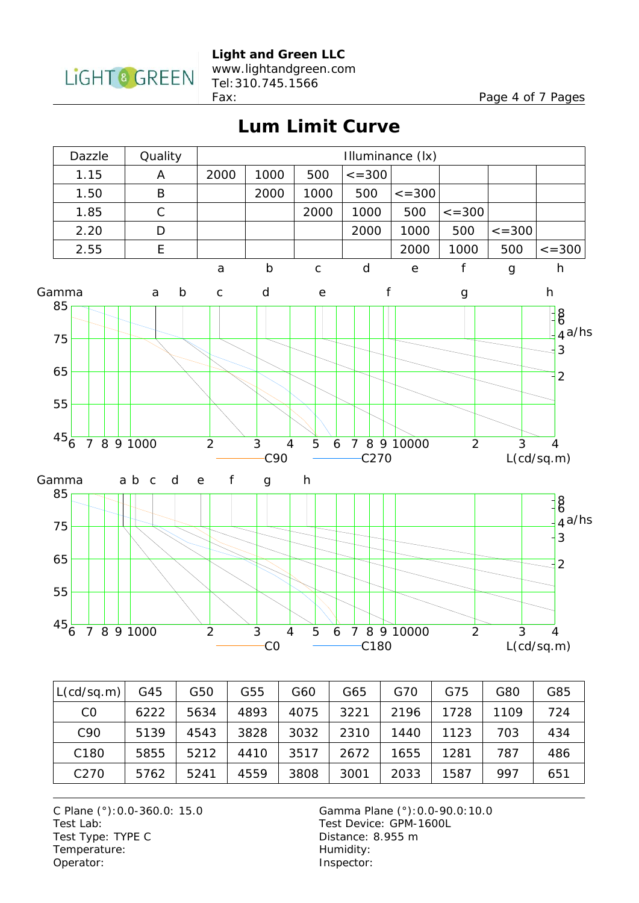# Lum Limit Curve

| Dazzle | Quality | Illuminance (lx) | | | | | | | |
|---|---|---|---|---|---|---|---|---|---|
| 1.15 | A | 2000 | 1000 | 500 | <=300 | | | | |
| 1.50 | B | | 2000 | 1000 | 500 | <=300 | | | |
| 1.85 | C | | | 2000 | 1000 | 500 | <=300 | | |
| 2.20 | D | | | | 2000 | 1000 | 500 | <=300 | |
| 2.55 | E | | | | | 2000 | 1000 | 500 | <=300 |
| | | a | b | c | d | e | f | g | h |

| L(cd/sq.m) | G45 | G50 | G55 | G60 | G65 | G70 | G75 | G80 | G85 |
|---|---|---|---|---|---|---|---|---|---|
| C0 | 6222 | 5634 | 4893 | 4075 | 3221 | 2196 | 1728 | 1109 | 724 |
| C90 | 5139 | 4543 | 3828 | 3032 | 2310 | 1440 | 1123 | 703 | 434 |
| C180 | 5855 | 5212 | 4410 | 3517 | 2672 | 1655 | 1281 | 787 | 486 |
| C270 | 5762 | 5241 | 4559 | 3808 | 3001 | 2033 | 1587 | 997 | 651 |

C Plane (°):0.0-360.0: 15.0
Test Lab:
Test Type: TYPE C
Temperature:
Operator:

Gamma Plane (°):0.0-90.0:10.0
Test Device: GPM-1600L
Distance: 8.955 m
Humidity:
Inspector: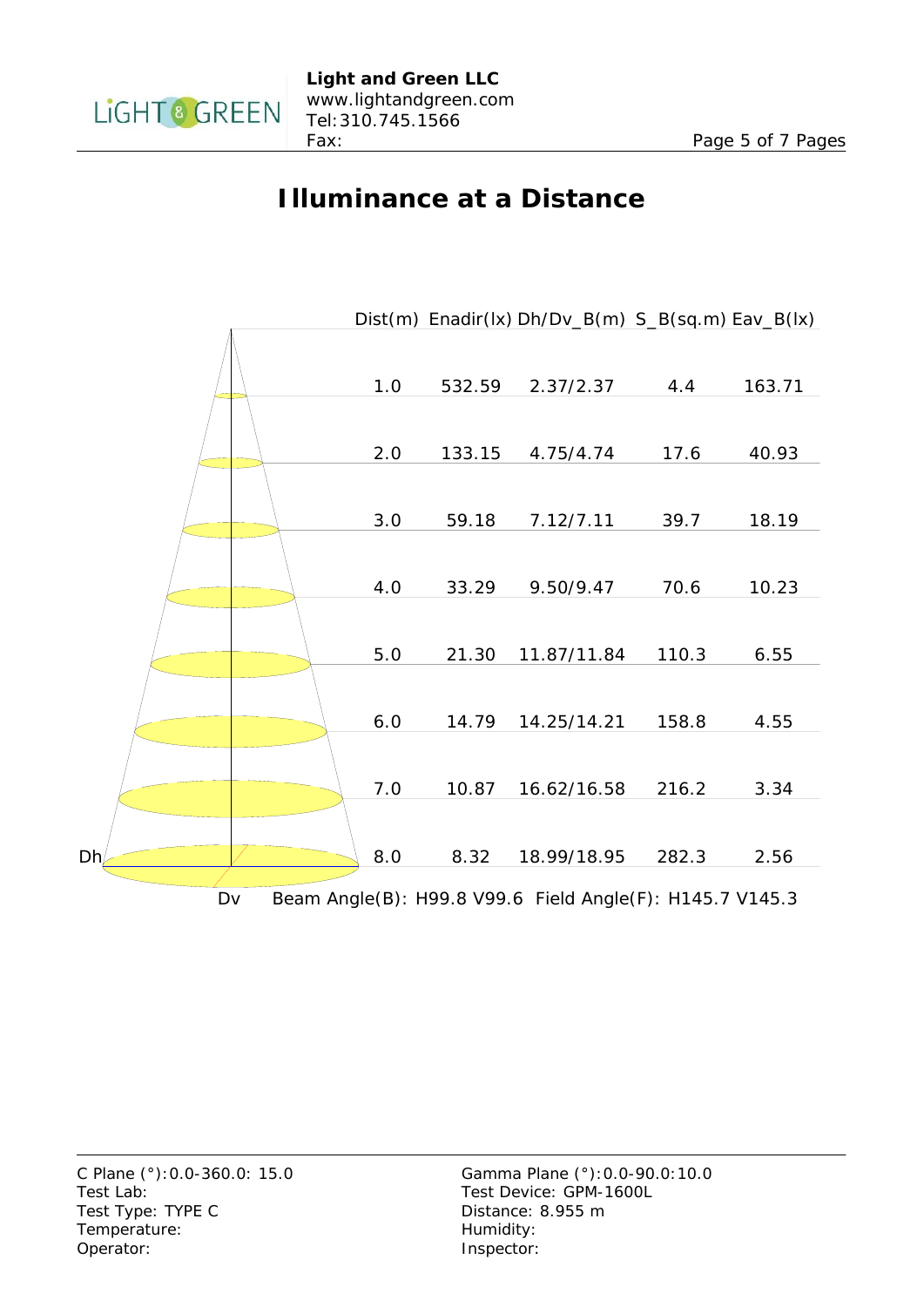# Illuminance at a Distance

| Dist(m) | Enadir(lx) | Dh/Dv_B(m) | S_B(sq.m) | Eav_B(lx) |
|---|---|---|---|---|
| 1.0 | 532.59 | 2.37/2.37 | 4.4 | 163.71 |
| 2.0 | 133.15 | 4.75/4.74 | 17.6 | 40.93 |
| 3.0 | 59.18 | 7.12/7.11 | 39.7 | 18.19 |
| 4.0 | 33.29 | 9.50/9.47 | 70.6 | 10.23 |
| 5.0 | 21.30 | 11.87/11.84 | 110.3 | 6.55 |
| 6.0 | 14.79 | 14.25/14.21 | 158.8 | 4.55 |
| 7.0 | 10.87 | 16.62/16.58 | 216.2 | 3.34 |
| 8.0 | 8.32 | 18.99/18.95 | 282.3 | 2.56 |

Dh Dv

Beam Angle(B): H99.8 V99.6 Field Angle(F): H145.7 V145.3

C Plane (°):0.0-360.0: 15.0
Test Lab:
Test Type: TYPE C
Temperature:
Operator:

Gamma Plane (°):0.0-90.0:10.0
Test Device: GPM-1600L
Distance: 8.955 m
Humidity:
Inspector: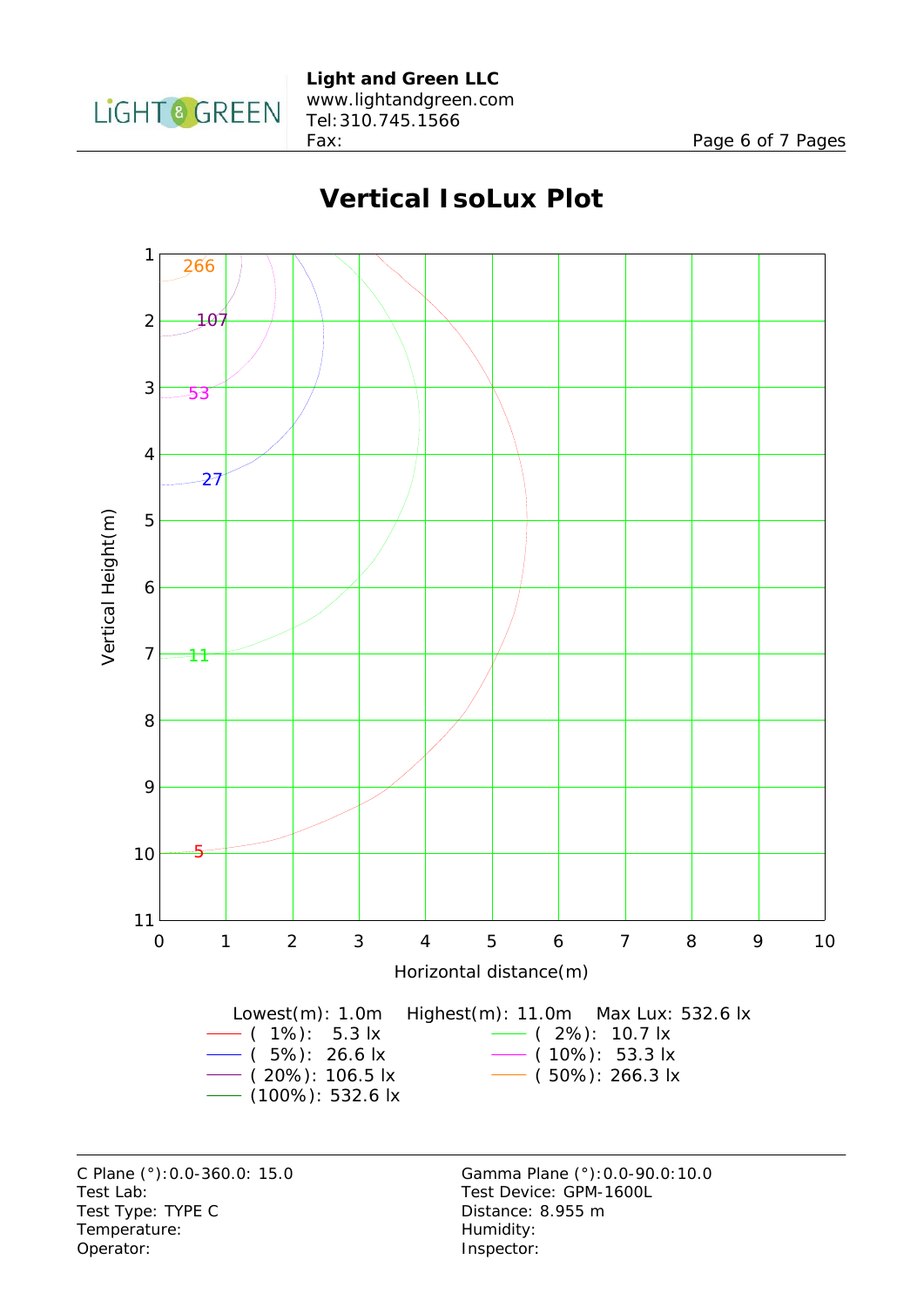# Vertical IsoLux Plot

Lowest(m): 1.0m  Highest(m): 11.0m  Max Lux: 532.6 lx

- ( 1%): 5.3 lx
- ( 2%): 10.7 lx
- ( 5%): 26.6 lx
- ( 10%): 53.3 lx
- ( 20%): 106.5 lx
- ( 50%): 266.3 lx
- (100%): 532.6 lx

| | |
|---|---|
| C Plane (°):0.0-360.0: 15.0 | Gamma Plane (°):0.0-90.0:10.0 |
| Test Lab: | Test Device: GPM-1600L |
| Test Type: TYPE C | Distance: 8.955 m |
| Temperature: | Humidity: |
| Operator: | Inspector: |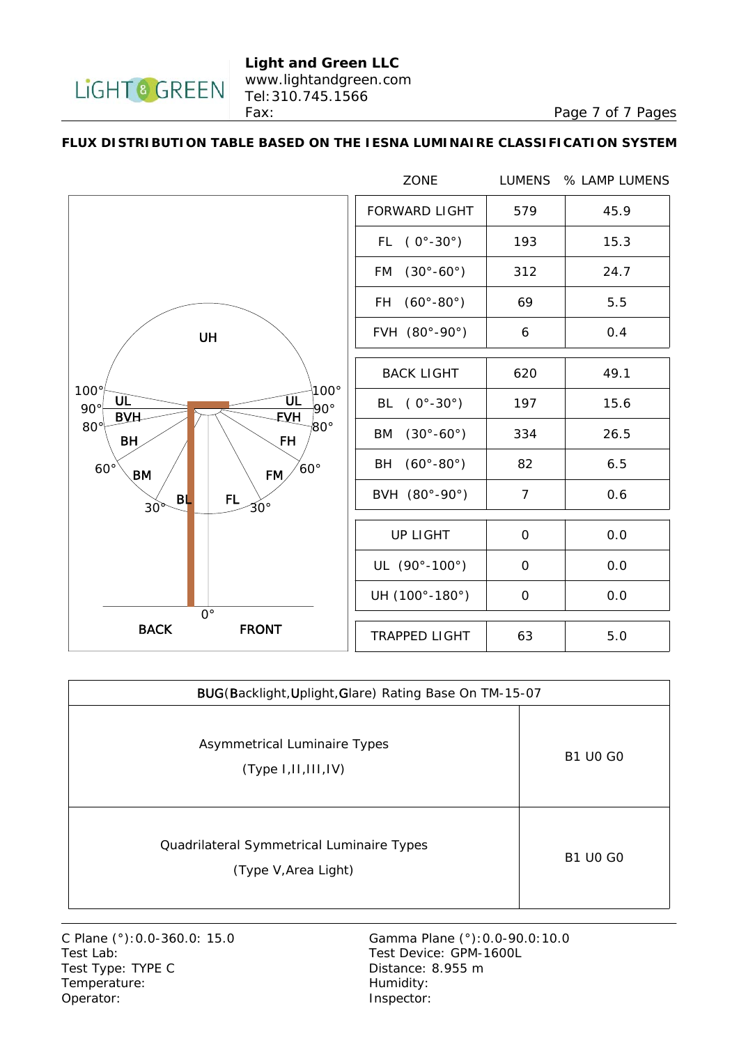**Light and Green LLC**
www.lightandgreen.com
Tel:310.745.1566
Fax:

## FLUX DISTRIBUTION TABLE BASED ON THE IESNA LUMINAIRE CLASSIFICATION SYSTEM

UH
100° UL 100°
90° BVH FVH 90°
80° BH FH 80°
60° BM FM 60°
30° BL FL 30°
0°
BACK FRONT

| ZONE | LUMENS | % LAMP LUMENS |
|---|---|---|
| FORWARD LIGHT | 579 | 45.9 |
| FL ( 0°-30°) | 193 | 15.3 |
| FM (30°-60°) | 312 | 24.7 |
| FH (60°-80°) | 69 | 5.5 |
| FVH (80°-90°) | 6 | 0.4 |
| BACK LIGHT | 620 | 49.1 |
| BL ( 0°-30°) | 197 | 15.6 |
| BM (30°-60°) | 334 | 26.5 |
| BH (60°-80°) | 82 | 6.5 |
| BVH (80°-90°) | 7 | 0.6 |
| UP LIGHT | 0 | 0.0 |
| UL (90°-100°) | 0 | 0.0 |
| UH (100°-180°) | 0 | 0.0 |
| TRAPPED LIGHT | 63 | 5.0 |

| BUG(Backlight,Uplight,Glare) Rating Base On TM-15-07 | |
|---|---|
| Asymmetrical Luminaire Types (Type I,II,III,IV) | B1 U0 G0 |
| Quadrilateral Symmetrical Luminaire Types (Type V,Area Light) | B1 U0 G0 |

C Plane (°):0.0-360.0: 15.0
Test Lab:
Test Type: TYPE C
Temperature:
Operator:

Gamma Plane (°):0.0-90.0:10.0
Test Device: GPM-1600L
Distance: 8.955 m
Humidity:
Inspector: